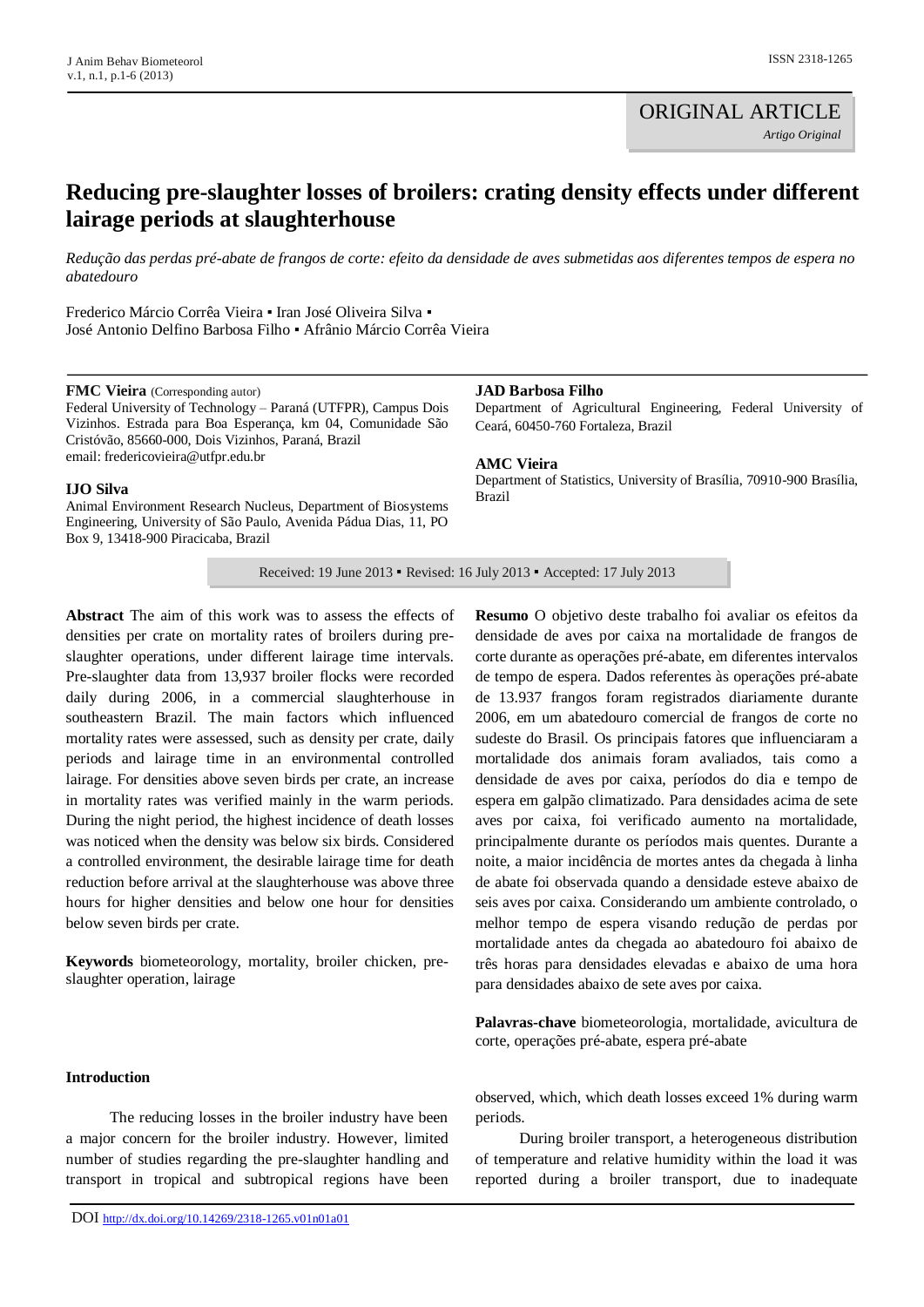ORIGINAL ARTICLE

*Artigo Original*

# Reducing pre-slaughter losses of broilers: crating density effects under different lairage periods at slaughterhouse

*Redução das perdas pré-abate de frangos de corte: efeito da densidade de aves submetidas aos diferentes tempos de espera no abatedouro*

Frederico Márcio Corrêa Vieira ▪ Iran José Oliveira Silva ▪ José Antonio Delfino Barbosa Filho ▪ Afrânio Márcio Corrêa Vieira

**FMC Vieira** (Corresponding autor)
Federal University of Technology – Paraná (UTFPR), Campus Dois Vizinhos. Estrada para Boa Esperança, km 04, Comunidade São Cristóvão, 85660-000, Dois Vizinhos, Paraná, Brazil
email: fredericovieira@utfpr.edu.br

**IJO Silva**
Animal Environment Research Nucleus, Department of Biosystems Engineering, University of São Paulo, Avenida Pádua Dias, 11, PO Box 9, 13418-900 Piracicaba, Brazil

**JAD Barbosa Filho**
Department of Agricultural Engineering, Federal University of Ceará, 60450-760 Fortaleza, Brazil

**AMC Vieira**
Department of Statistics, University of Brasília, 70910-900 Brasília, Brazil

Received: 19 June 2013 ▪ Revised: 16 July 2013 ▪ Accepted: 17 July 2013

**Abstract** The aim of this work was to assess the effects of densities per crate on mortality rates of broilers during pre-slaughter operations, under different lairage time intervals. Pre-slaughter data from 13,937 broiler flocks were recorded daily during 2006, in a commercial slaughterhouse in southeastern Brazil. The main factors which influenced mortality rates were assessed, such as density per crate, daily periods and lairage time in an environmental controlled lairage. For densities above seven birds per crate, an increase in mortality rates was verified mainly in the warm periods. During the night period, the highest incidence of death losses was noticed when the density was below six birds. Considered a controlled environment, the desirable lairage time for death reduction before arrival at the slaughterhouse was above three hours for higher densities and below one hour for densities below seven birds per crate.

**Keywords** biometeorology, mortality, broiler chicken, pre-slaughter operation, lairage

**Resumo** O objetivo deste trabalho foi avaliar os efeitos da densidade de aves por caixa na mortalidade de frangos de corte durante as operações pré-abate, em diferentes intervalos de tempo de espera. Dados referentes às operações pré-abate de 13.937 frangos foram registrados diariamente durante 2006, em um abatedouro comercial de frangos de corte no sudeste do Brasil. Os principais fatores que influenciaram a mortalidade dos animais foram avaliados, tais como a densidade de aves por caixa, períodos do dia e tempo de espera em galpão climatizado. Para densidades acima de sete aves por caixa, foi verificado aumento na mortalidade, principalmente durante os períodos mais quentes. Durante a noite, a maior incidência de mortes antes da chegada à linha de abate foi observada quando a densidade esteve abaixo de seis aves por caixa. Considerando um ambiente controlado, o melhor tempo de espera visando redução de perdas por mortalidade antes da chegada ao abatedouro foi abaixo de três horas para densidades elevadas e abaixo de uma hora para densidades abaixo de sete aves por caixa.

**Palavras-chave** biometeorologia, mortalidade, avicultura de corte, operações pré-abate, espera pré-abate

## Introduction

The reducing losses in the broiler industry have been a major concern for the broiler industry. However, limited number of studies regarding the pre-slaughter handling and transport in tropical and subtropical regions have been observed, which, which death losses exceed 1% during warm periods.

During broiler transport, a heterogeneous distribution of temperature and relative humidity within the load it was reported during a broiler transport, due to inadequate

DOI http://dx.doi.org/10.14269/2318-1265.v01n01a01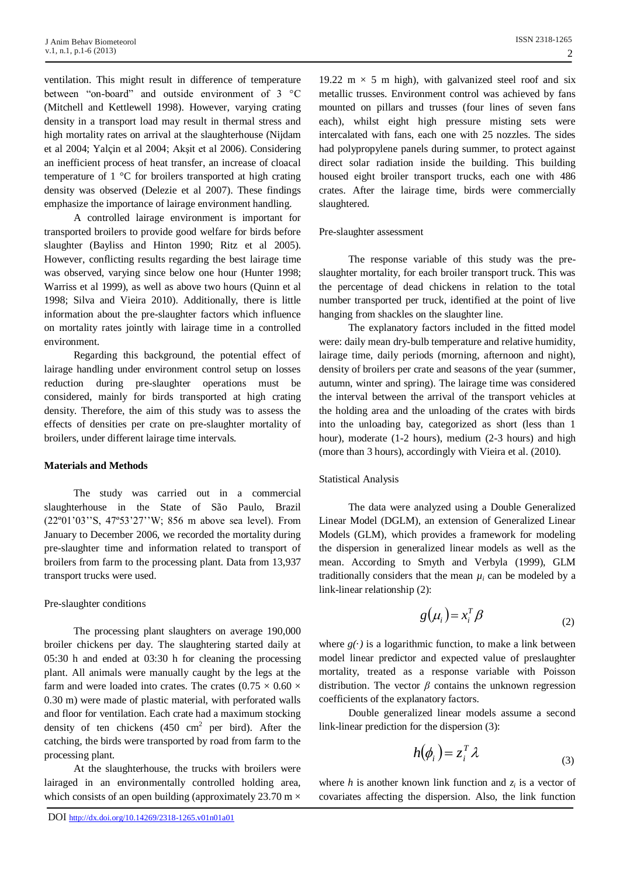ventilation. This might result in difference of temperature between "on-board" and outside environment of 3 °C (Mitchell and Kettlewell 1998). However, varying crating density in a transport load may result in thermal stress and high mortality rates on arrival at the slaughterhouse (Nijdam et al 2004; Yalçin et al 2004; Akşit et al 2006). Considering an inefficient process of heat transfer, an increase of cloacal temperature of 1 °C for broilers transported at high crating density was observed (Delezie et al 2007). These findings emphasize the importance of lairage environment handling.

A controlled lairage environment is important for transported broilers to provide good welfare for birds before slaughter (Bayliss and Hinton 1990; Ritz et al 2005). However, conflicting results regarding the best lairage time was observed, varying since below one hour (Hunter 1998; Warriss et al 1999), as well as above two hours (Quinn et al 1998; Silva and Vieira 2010). Additionally, there is little information about the pre-slaughter factors which influence on mortality rates jointly with lairage time in a controlled environment.

Regarding this background, the potential effect of lairage handling under environment control setup on losses reduction during pre-slaughter operations must be considered, mainly for birds transported at high crating density. Therefore, the aim of this study was to assess the effects of densities per crate on pre-slaughter mortality of broilers, under different lairage time intervals.

## Materials and Methods

The study was carried out in a commercial slaughterhouse in the State of São Paulo, Brazil (22º01'03''S, 47º53'27''W; 856 m above sea level). From January to December 2006, we recorded the mortality during pre-slaughter time and information related to transport of broilers from farm to the processing plant. Data from 13,937 transport trucks were used.

### Pre-slaughter conditions

The processing plant slaughters on average 190,000 broiler chickens per day. The slaughtering started daily at 05:30 h and ended at 03:30 h for cleaning the processing plant. All animals were manually caught by the legs at the farm and were loaded into crates. The crates (0.75 × 0.60 × 0.30 m) were made of plastic material, with perforated walls and floor for ventilation. Each crate had a maximum stocking density of ten chickens (450 cm$^2$ per bird). After the catching, the birds were transported by road from farm to the processing plant.

At the slaughterhouse, the trucks with broilers were lairaged in an environmentally controlled holding area, which consists of an open building (approximately 23.70 m × 19.22 m × 5 m high), with galvanized steel roof and six metallic trusses. Environment control was achieved by fans mounted on pillars and trusses (four lines of seven fans each), whilst eight high pressure misting sets were intercalated with fans, each one with 25 nozzles. The sides had polypropylene panels during summer, to protect against direct solar radiation inside the building. This building housed eight broiler transport trucks, each one with 486 crates. After the lairage time, birds were commercially slaughtered.

### Pre-slaughter assessment

The response variable of this study was the pre-slaughter mortality, for each broiler transport truck. This was the percentage of dead chickens in relation to the total number transported per truck, identified at the point of live hanging from shackles on the slaughter line.

The explanatory factors included in the fitted model were: daily mean dry-bulb temperature and relative humidity, lairage time, daily periods (morning, afternoon and night), density of broilers per crate and seasons of the year (summer, autumn, winter and spring). The lairage time was considered the interval between the arrival of the transport vehicles at the holding area and the unloading of the crates with birds into the unloading bay, categorized as short (less than 1 hour), moderate (1-2 hours), medium (2-3 hours) and high (more than 3 hours), accordingly with Vieira et al. (2010).

### Statistical Analysis

The data were analyzed using a Double Generalized Linear Model (DGLM), an extension of Generalized Linear Models (GLM), which provides a framework for modeling the dispersion in generalized linear models as well as the mean. According to Smyth and Verbyla (1999), GLM traditionally considers that the mean $\mu_i$ can be modeled by a link-linear relationship (2):

$$g(\mu_i) = x_i^T \beta \tag{2}$$

where $g(\cdot)$ is a logarithmic function, to make a link between model linear predictor and expected value of preslaughter mortality, treated as a response variable with Poisson distribution. The vector $\beta$ contains the unknown regression coefficients of the explanatory factors.

Double generalized linear models assume a second link-linear prediction for the dispersion (3):

$$h(\phi_i) = z_i^T \lambda \tag{3}$$

where $h$ is another known link function and $z_i$ is a vector of covariates affecting the dispersion. Also, the link function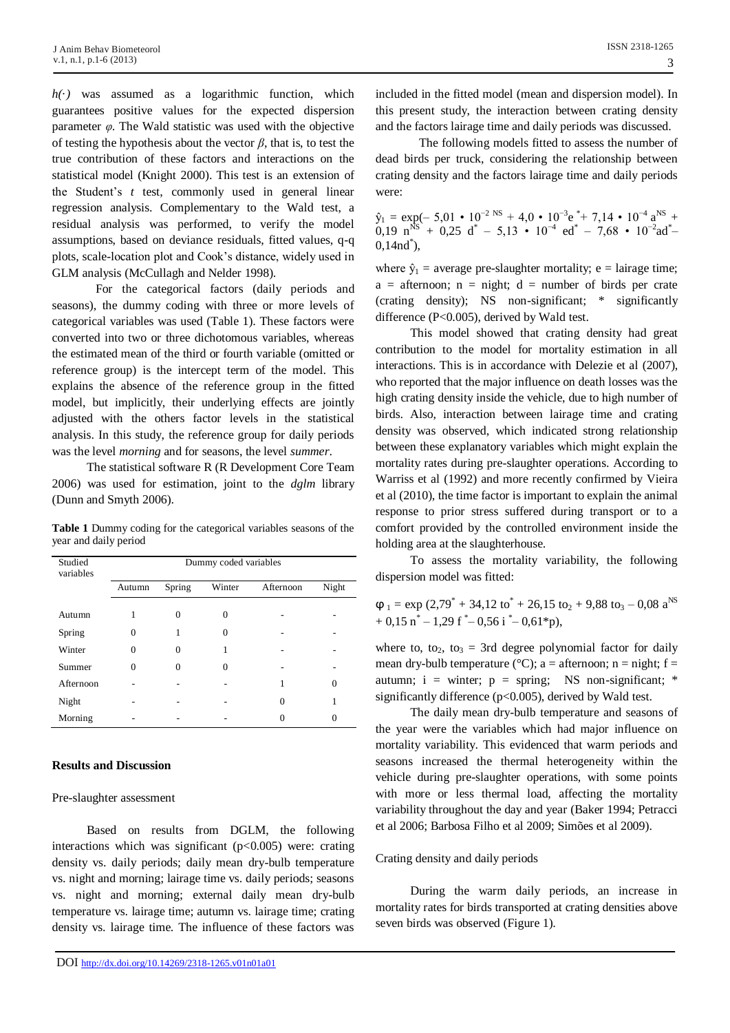$h(\cdot)$ was assumed as a logarithmic function, which guarantees positive values for the expected dispersion parameter $\varphi$. The Wald statistic was used with the objective of testing the hypothesis about the vector $\beta$, that is, to test the true contribution of these factors and interactions on the statistical model (Knight 2000). This test is an extension of the Student's *t* test, commonly used in general linear regression analysis. Complementary to the Wald test, a residual analysis was performed, to verify the model assumptions, based on deviance residuals, fitted values, q-q plots, scale-location plot and Cook's distance, widely used in GLM analysis (McCullagh and Nelder 1998).

For the categorical factors (daily periods and seasons), the dummy coding with three or more levels of categorical variables was used (Table 1). These factors were converted into two or three dichotomous variables, whereas the estimated mean of the third or fourth variable (omitted or reference group) is the intercept term of the model. This explains the absence of the reference group in the fitted model, but implicitly, their underlying effects are jointly adjusted with the others factor levels in the statistical analysis. In this study, the reference group for daily periods was the level *morning* and for seasons, the level *summer*.

The statistical software R (R Development Core Team 2006) was used for estimation, joint to the *dglm* library (Dunn and Smyth 2006).

**Table 1** Dummy coding for the categorical variables seasons of the year and daily period

| Studied variables | Dummy coded variables | | | | |
|---|---|---|---|---|---|
| | Autumn | Spring | Winter | Afternoon | Night |
| Autumn | 1 | 0 | 0 | - | - |
| Spring | 0 | 1 | 0 | - | - |
| Winter | 0 | 0 | 1 | - | - |
| Summer | 0 | 0 | 0 | - | - |
| Afternoon | - | - | - | 1 | 0 |
| Night | - | - | - | 0 | 1 |
| Morning | - | - | - | 0 | 0 |

## Results and Discussion

### Pre-slaughter assessment

Based on results from DGLM, the following interactions which was significant (p<0.005) were: crating density vs. daily periods; daily mean dry-bulb temperature vs. night and morning; lairage time vs. daily periods; seasons vs. night and morning; external daily mean dry-bulb temperature vs. lairage time; autumn vs. lairage time; crating density vs. lairage time. The influence of these factors was included in the fitted model (mean and dispersion model). In this present study, the interaction between crating density and the factors lairage time and daily periods was discussed.

The following models fitted to assess the number of dead birds per truck, considering the relationship between crating density and the factors lairage time and daily periods were:

$$\hat{y}_1 = \exp(-5{,}01 \cdot 10^{-2\,NS} + 4{,}0 \cdot 10^{-3}e^{*} + 7{,}14 \cdot 10^{-4}\,a^{NS} + 0{,}19\,n^{NS} + 0{,}25\,d^{*} - 5{,}13 \cdot 10^{-4}\,ed^{*} - 7{,}68 \cdot 10^{-2}ad^{*} - 0{,}14nd^{*}),$$

where $\hat{y}_1$ = average pre-slaughter mortality; e = lairage time; a = afternoon; n = night; d = number of birds per crate (crating density); NS non-significant; * significantly difference (P<0.005), derived by Wald test.

This model showed that crating density had great contribution to the model for mortality estimation in all interactions. This is in accordance with Delezie et al (2007), who reported that the major influence on death losses was the high crating density inside the vehicle, due to high number of birds. Also, interaction between lairage time and crating density was observed, which indicated strong relationship between these explanatory variables which might explain the mortality rates during pre-slaughter operations. According to Warriss et al (1992) and more recently confirmed by Vieira et al (2010), the time factor is important to explain the animal response to prior stress suffered during transport or to a comfort provided by the controlled environment inside the holding area at the slaughterhouse.

To assess the mortality variability, the following dispersion model was fitted:

$$\phi_1 = \exp(2{,}79^{*} + 34{,}12\,to^{*} + 26{,}15\,to_2 + 9{,}88\,to_3 - 0{,}08\,a^{NS} + 0{,}15\,n^{*} - 1{,}29\,f^{*} - 0{,}56\,i^{*} - 0{,}61{*}p),$$

where to, $to_2$, $to_3$ = 3rd degree polynomial factor for daily mean dry-bulb temperature (°C); a = afternoon; n = night; f = autumn; i = winter; p = spring; NS non-significant; * significantly difference (p<0.005), derived by Wald test.

The daily mean dry-bulb temperature and seasons of the year were the variables which had major influence on mortality variability. This evidenced that warm periods and seasons increased the thermal heterogeneity within the vehicle during pre-slaughter operations, with some points with more or less thermal load, affecting the mortality variability throughout the day and year (Baker 1994; Petracci et al 2006; Barbosa Filho et al 2009; Simões et al 2009).

### Crating density and daily periods

During the warm daily periods, an increase in mortality rates for birds transported at crating densities above seven birds was observed (Figure 1).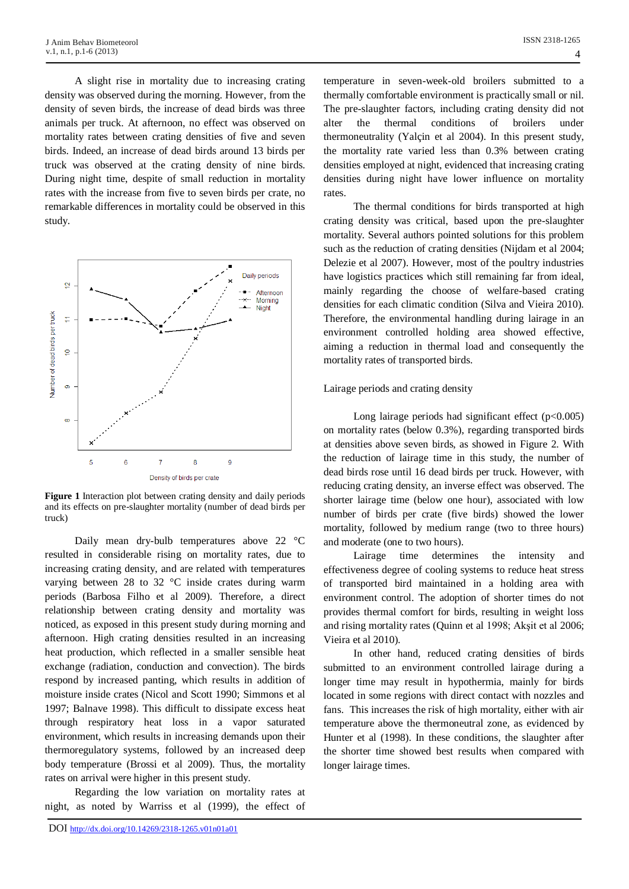A slight rise in mortality due to increasing crating density was observed during the morning. However, from the density of seven birds, the increase of dead birds was three animals per truck. At afternoon, no effect was observed on mortality rates between crating densities of five and seven birds. Indeed, an increase of dead birds around 13 birds per truck was observed at the crating density of nine birds. During night time, despite of small reduction in mortality rates with the increase from five to seven birds per crate, no remarkable differences in mortality could be observed in this study.

**Figure 1** Interaction plot between crating density and daily periods and its effects on pre-slaughter mortality (number of dead birds per truck)

Daily mean dry-bulb temperatures above 22 °C resulted in considerable rising on mortality rates, due to increasing crating density, and are related with temperatures varying between 28 to 32 °C inside crates during warm periods (Barbosa Filho et al 2009). Therefore, a direct relationship between crating density and mortality was noticed, as exposed in this present study during morning and afternoon. High crating densities resulted in an increasing heat production, which reflected in a smaller sensible heat exchange (radiation, conduction and convection). The birds respond by increased panting, which results in addition of moisture inside crates (Nicol and Scott 1990; Simmons et al 1997; Balnave 1998). This difficult to dissipate excess heat through respiratory heat loss in a vapor saturated environment, which results in increasing demands upon their thermoregulatory systems, followed by an increased deep body temperature (Brossi et al 2009). Thus, the mortality rates on arrival were higher in this present study.

Regarding the low variation on mortality rates at night, as noted by Warriss et al (1999), the effect of temperature in seven-week-old broilers submitted to a thermally comfortable environment is practically small or nil. The pre-slaughter factors, including crating density did not alter the thermal conditions of broilers under thermoneutrality (Yalçin et al 2004). In this present study, the mortality rate varied less than 0.3% between crating densities employed at night, evidenced that increasing crating densities during night have lower influence on mortality rates.

The thermal conditions for birds transported at high crating density was critical, based upon the pre-slaughter mortality. Several authors pointed solutions for this problem such as the reduction of crating densities (Nijdam et al 2004; Delezie et al 2007). However, most of the poultry industries have logistics practices which still remaining far from ideal, mainly regarding the choose of welfare-based crating densities for each climatic condition (Silva and Vieira 2010). Therefore, the environmental handling during lairage in an environment controlled holding area showed effective, aiming a reduction in thermal load and consequently the mortality rates of transported birds.

Lairage periods and crating density

Long lairage periods had significant effect ($p<0.005$) on mortality rates (below 0.3%), regarding transported birds at densities above seven birds, as showed in Figure 2. With the reduction of lairage time in this study, the number of dead birds rose until 16 dead birds per truck. However, with reducing crating density, an inverse effect was observed. The shorter lairage time (below one hour), associated with low number of birds per crate (five birds) showed the lower mortality, followed by medium range (two to three hours) and moderate (one to two hours).

Lairage time determines the intensity and effectiveness degree of cooling systems to reduce heat stress of transported bird maintained in a holding area with environment control. The adoption of shorter times do not provides thermal comfort for birds, resulting in weight loss and rising mortality rates (Quinn et al 1998; Akşit et al 2006; Vieira et al 2010).

In other hand, reduced crating densities of birds submitted to an environment controlled lairage during a longer time may result in hypothermia, mainly for birds located in some regions with direct contact with nozzles and fans. This increases the risk of high mortality, either with air temperature above the thermoneutral zone, as evidenced by Hunter et al (1998). In these conditions, the slaughter after the shorter time showed best results when compared with longer lairage times.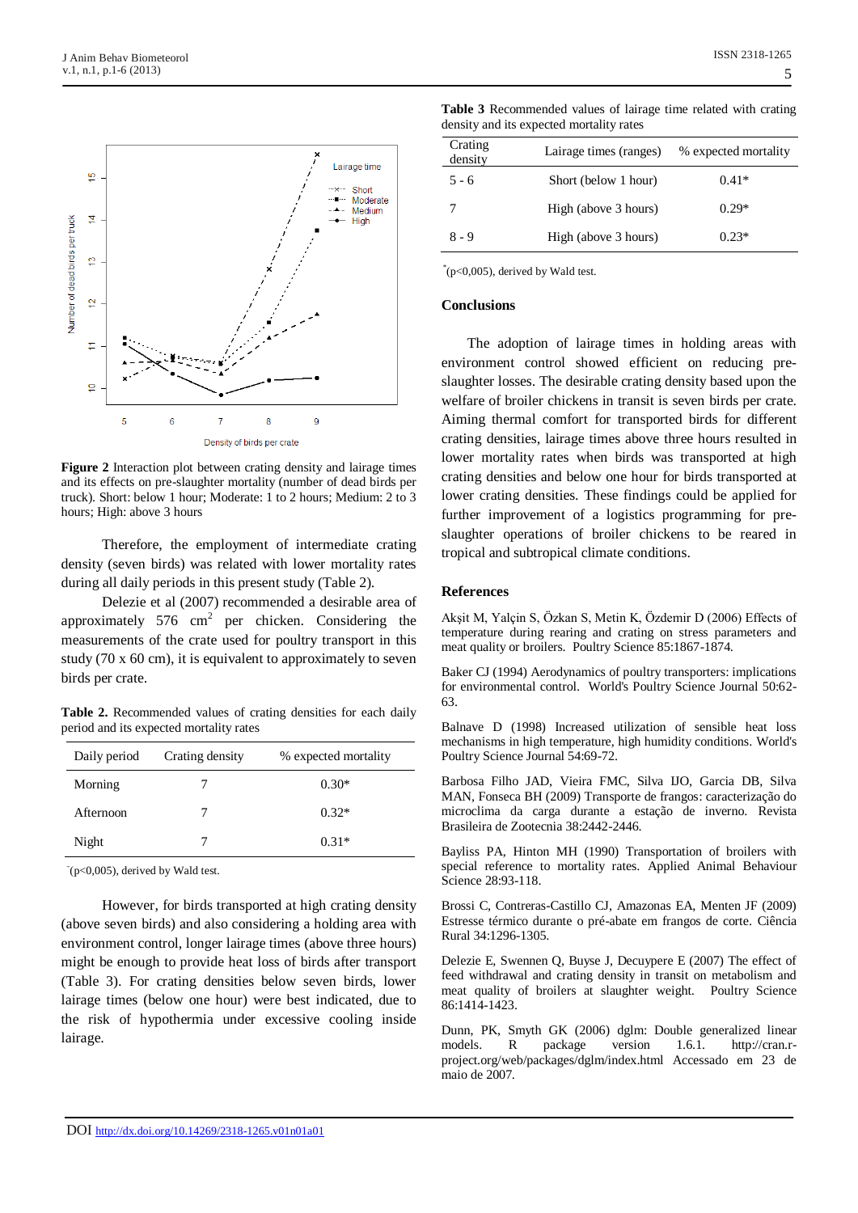Figure 2 Interaction plot between crating density and lairage times and its effects on pre-slaughter mortality (number of dead birds per truck). Short: below 1 hour; Moderate: 1 to 2 hours; Medium: 2 to 3 hours; High: above 3 hours

Therefore, the employment of intermediate crating density (seven birds) was related with lower mortality rates during all daily periods in this present study (Table 2).

Delezie et al (2007) recommended a desirable area of approximately 576 $cm^2$ per chicken. Considering the measurements of the crate used for poultry transport in this study (70 x 60 cm), it is equivalent to approximately to seven birds per crate.

**Table 2.** Recommended values of crating densities for each daily period and its expected mortality rates

| Daily period | Crating density | % expected mortality |
|---|---|---|
| Morning | 7 | 0.30* |
| Afternoon | 7 | 0.32* |
| Night | 7 | 0.31* |

*(p<0,005), derived by Wald test.

However, for birds transported at high crating density (above seven birds) and also considering a holding area with environment control, longer lairage times (above three hours) might be enough to provide heat loss of birds after transport (Table 3). For crating densities below seven birds, lower lairage times (below one hour) were best indicated, due to the risk of hypothermia under excessive cooling inside lairage.

**Table 3** Recommended values of lairage time related with crating density and its expected mortality rates

| Crating density | Lairage times (ranges) | % expected mortality |
|---|---|---|
| 5 - 6 | Short (below 1 hour) | 0.41* |
| 7 | High (above 3 hours) | 0.29* |
| 8 - 9 | High (above 3 hours) | 0.23* |

*(p<0,005), derived by Wald test.

## Conclusions

The adoption of lairage times in holding areas with environment control showed efficient on reducing pre-slaughter losses. The desirable crating density based upon the welfare of broiler chickens in transit is seven birds per crate. Aiming thermal comfort for transported birds for different crating densities, lairage times above three hours resulted in lower mortality rates when birds was transported at high crating densities and below one hour for birds transported at lower crating densities. These findings could be applied for further improvement of a logistics programming for pre-slaughter operations of broiler chickens to be reared in tropical and subtropical climate conditions.

## References

Akşit M, Yalçin S, Özkan S, Metin K, Özdemir D (2006) Effects of temperature during rearing and crating on stress parameters and meat quality or broilers. Poultry Science 85:1867-1874.

Baker CJ (1994) Aerodynamics of poultry transporters: implications for environmental control. World's Poultry Science Journal 50:62-63.

Balnave D (1998) Increased utilization of sensible heat loss mechanisms in high temperature, high humidity conditions. World's Poultry Science Journal 54:69-72.

Barbosa Filho JAD, Vieira FMC, Silva IJO, Garcia DB, Silva MAN, Fonseca BH (2009) Transporte de frangos: caracterização do microclima da carga durante a estação de inverno. Revista Brasileira de Zootecnia 38:2442-2446.

Bayliss PA, Hinton MH (1990) Transportation of broilers with special reference to mortality rates. Applied Animal Behaviour Science 28:93-118.

Brossi C, Contreras-Castillo CJ, Amazonas EA, Menten JF (2009) Estresse térmico durante o pré-abate em frangos de corte. Ciência Rural 34:1296-1305.

Delezie E, Swennen Q, Buyse J, Decuypere E (2007) The effect of feed withdrawal and crating density in transit on metabolism and meat quality of broilers at slaughter weight. Poultry Science 86:1414-1423.

Dunn, PK, Smyth GK (2006) dglm: Double generalized linear models. R package version 1.6.1. http://cran.r-project.org/web/packages/dglm/index.html Accessado em 23 de maio de 2007.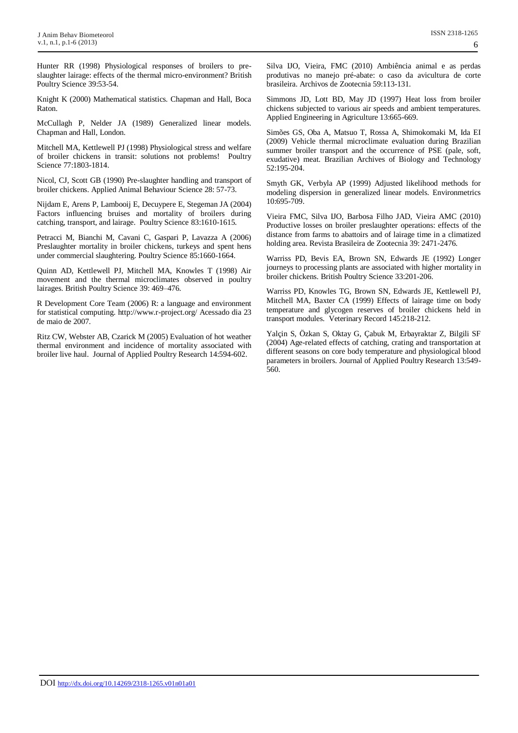Hunter RR (1998) Physiological responses of broilers to pre-slaughter lairage: effects of the thermal micro-environment? British Poultry Science 39:53-54.

Knight K (2000) Mathematical statistics. Chapman and Hall, Boca Raton.

McCullagh P, Nelder JA (1989) Generalized linear models. Chapman and Hall, London.

Mitchell MA, Kettlewell PJ (1998) Physiological stress and welfare of broiler chickens in transit: solutions not problems! Poultry Science 77:1803-1814.

Nicol, CJ, Scott GB (1990) Pre-slaughter handling and transport of broiler chickens. Applied Animal Behaviour Science 28: 57-73.

Nijdam E, Arens P, Lambooij E, Decuypere E, Stegeman JA (2004) Factors influencing bruises and mortality of broilers during catching, transport, and lairage. Poultry Science 83:1610-1615.

Petracci M, Bianchi M, Cavani C, Gaspari P, Lavazza A (2006) Preslaughter mortality in broiler chickens, turkeys and spent hens under commercial slaughtering. Poultry Science 85:1660-1664.

Quinn AD, Kettlewell PJ, Mitchell MA, Knowles T (1998) Air movement and the thermal microclimates observed in poultry lairages. British Poultry Science 39: 469–476.

R Development Core Team (2006) R: a language and environment for statistical computing. http://www.r-project.org/ Acessado dia 23 de maio de 2007.

Ritz CW, Webster AB, Czarick M (2005) Evaluation of hot weather thermal environment and incidence of mortality associated with broiler live haul. Journal of Applied Poultry Research 14:594-602.

Silva IJO, Vieira, FMC (2010) Ambiência animal e as perdas produtivas no manejo pré-abate: o caso da avicultura de corte brasileira. Archivos de Zootecnia 59:113-131.

Simmons JD, Lott BD, May JD (1997) Heat loss from broiler chickens subjected to various air speeds and ambient temperatures. Applied Engineering in Agriculture 13:665-669.

Simões GS, Oba A, Matsuo T, Rossa A, Shimokomaki M, Ida EI (2009) Vehicle thermal microclimate evaluation during Brazilian summer broiler transport and the occurrence of PSE (pale, soft, exudative) meat. Brazilian Archives of Biology and Technology 52:195-204.

Smyth GK, Verbyla AP (1999) Adjusted likelihood methods for modeling dispersion in generalized linear models. Environmetrics 10:695-709.

Vieira FMC, Silva IJO, Barbosa Filho JAD, Vieira AMC (2010) Productive losses on broiler preslaughter operations: effects of the distance from farms to abattoirs and of lairage time in a climatized holding area. Revista Brasileira de Zootecnia 39: 2471-2476.

Warriss PD, Bevis EA, Brown SN, Edwards JE (1992) Longer journeys to processing plants are associated with higher mortality in broiler chickens. British Poultry Science 33:201-206.

Warriss PD, Knowles TG, Brown SN, Edwards JE, Kettlewell PJ, Mitchell MA, Baxter CA (1999) Effects of lairage time on body temperature and glycogen reserves of broiler chickens held in transport modules. Veterinary Record 145:218-212.

Yalçin S, Özkan S, Oktay G, Çabuk M, Erbayraktar Z, Bilgili SF (2004) Age-related effects of catching, crating and transportation at different seasons on core body temperature and physiological blood parameters in broilers. Journal of Applied Poultry Research 13:549-560.